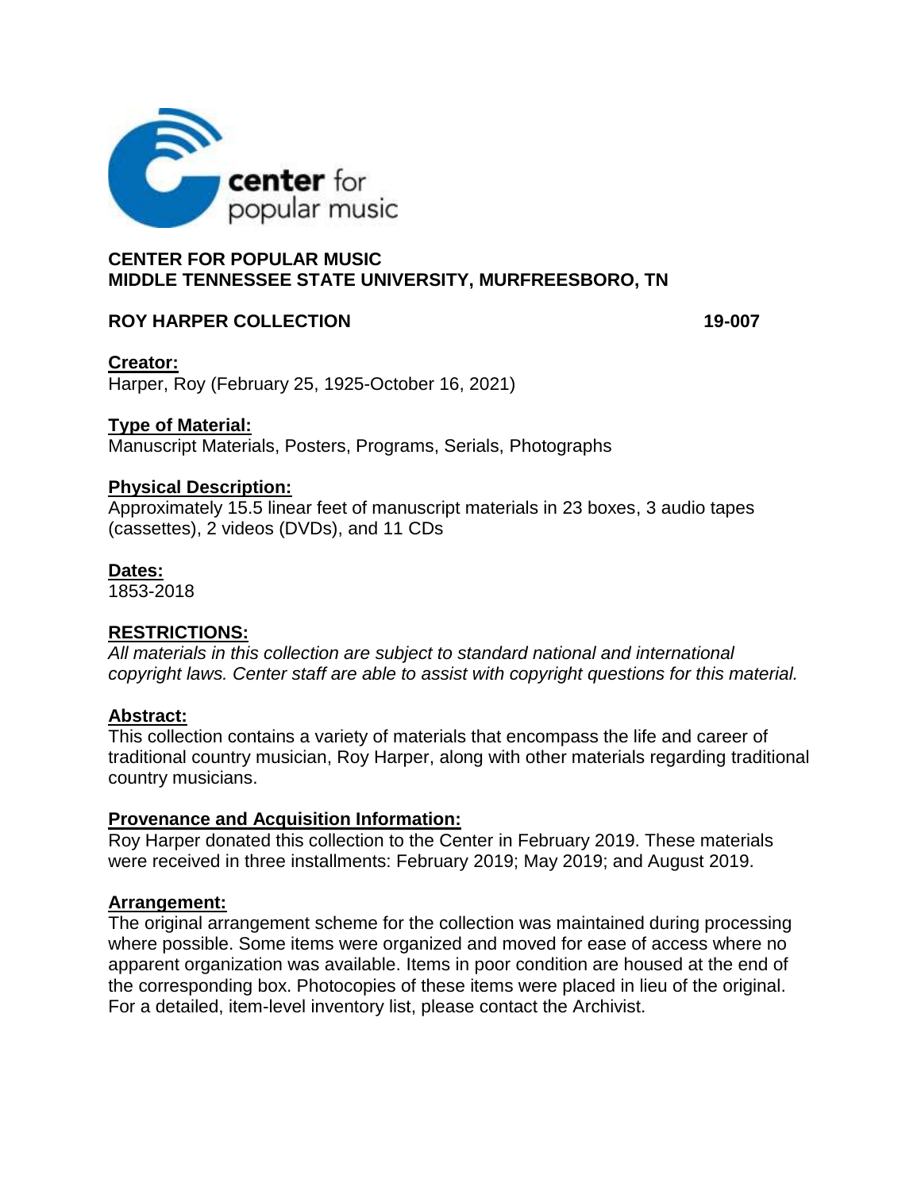**CENTER FOR POPULAR MUSIC**
**MIDDLE TENNESSEE STATE UNIVERSITY, MURFREESBORO, TN**

**ROY HARPER COLLECTION** **19-007**

**Creator:**
Harper, Roy (February 25, 1925-October 16, 2021)

**Type of Material:**
Manuscript Materials, Posters, Programs, Serials, Photographs

**Physical Description:**
Approximately 15.5 linear feet of manuscript materials in 23 boxes, 3 audio tapes (cassettes), 2 videos (DVDs), and 11 CDs

**Dates:**
1853-2018

**RESTRICTIONS:**
*All materials in this collection are subject to standard national and international copyright laws. Center staff are able to assist with copyright questions for this material.*

**Abstract:**
This collection contains a variety of materials that encompass the life and career of traditional country musician, Roy Harper, along with other materials regarding traditional country musicians.

**Provenance and Acquisition Information:**
Roy Harper donated this collection to the Center in February 2019. These materials were received in three installments: February 2019; May 2019; and August 2019.

**Arrangement:**
The original arrangement scheme for the collection was maintained during processing where possible. Some items were organized and moved for ease of access where no apparent organization was available. Items in poor condition are housed at the end of the corresponding box. Photocopies of these items were placed in lieu of the original. For a detailed, item-level inventory list, please contact the Archivist.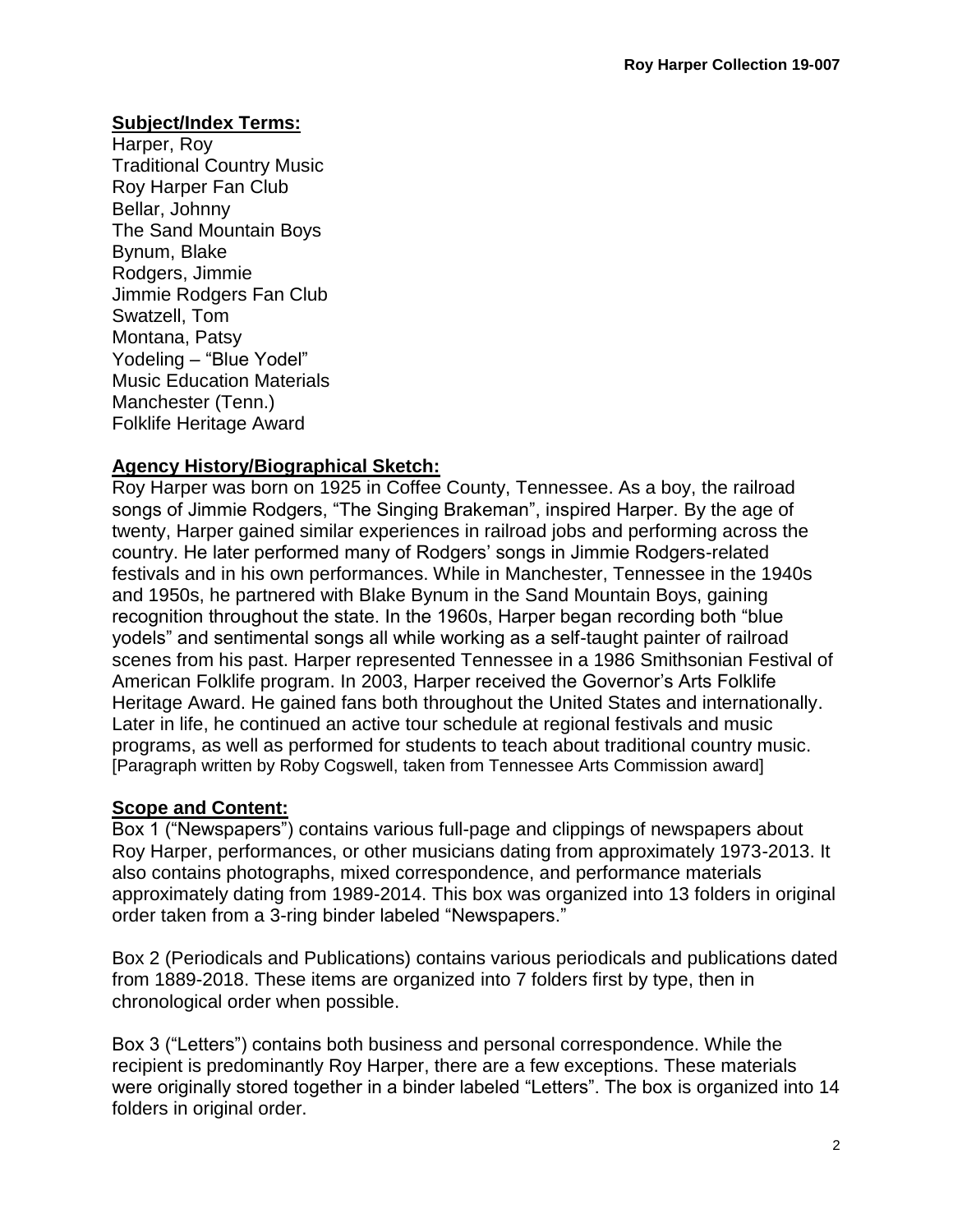## Subject/Index Terms:

Harper, Roy
Traditional Country Music
Roy Harper Fan Club
Bellar, Johnny
The Sand Mountain Boys
Bynum, Blake
Rodgers, Jimmie
Jimmie Rodgers Fan Club
Swatzell, Tom
Montana, Patsy
Yodeling – "Blue Yodel"
Music Education Materials
Manchester (Tenn.)
Folklife Heritage Award

## Agency History/Biographical Sketch:

Roy Harper was born on 1925 in Coffee County, Tennessee. As a boy, the railroad songs of Jimmie Rodgers, "The Singing Brakeman", inspired Harper. By the age of twenty, Harper gained similar experiences in railroad jobs and performing across the country. He later performed many of Rodgers' songs in Jimmie Rodgers-related festivals and in his own performances. While in Manchester, Tennessee in the 1940s and 1950s, he partnered with Blake Bynum in the Sand Mountain Boys, gaining recognition throughout the state. In the 1960s, Harper began recording both "blue yodels" and sentimental songs all while working as a self-taught painter of railroad scenes from his past. Harper represented Tennessee in a 1986 Smithsonian Festival of American Folklife program. In 2003, Harper received the Governor's Arts Folklife Heritage Award. He gained fans both throughout the United States and internationally. Later in life, he continued an active tour schedule at regional festivals and music programs, as well as performed for students to teach about traditional country music. [Paragraph written by Roby Cogswell, taken from Tennessee Arts Commission award]

## Scope and Content:

Box 1 ("Newspapers") contains various full-page and clippings of newspapers about Roy Harper, performances, or other musicians dating from approximately 1973-2013. It also contains photographs, mixed correspondence, and performance materials approximately dating from 1989-2014. This box was organized into 13 folders in original order taken from a 3-ring binder labeled "Newspapers."

Box 2 (Periodicals and Publications) contains various periodicals and publications dated from 1889-2018. These items are organized into 7 folders first by type, then in chronological order when possible.

Box 3 ("Letters") contains both business and personal correspondence. While the recipient is predominantly Roy Harper, there are a few exceptions. These materials were originally stored together in a binder labeled "Letters". The box is organized into 14 folders in original order.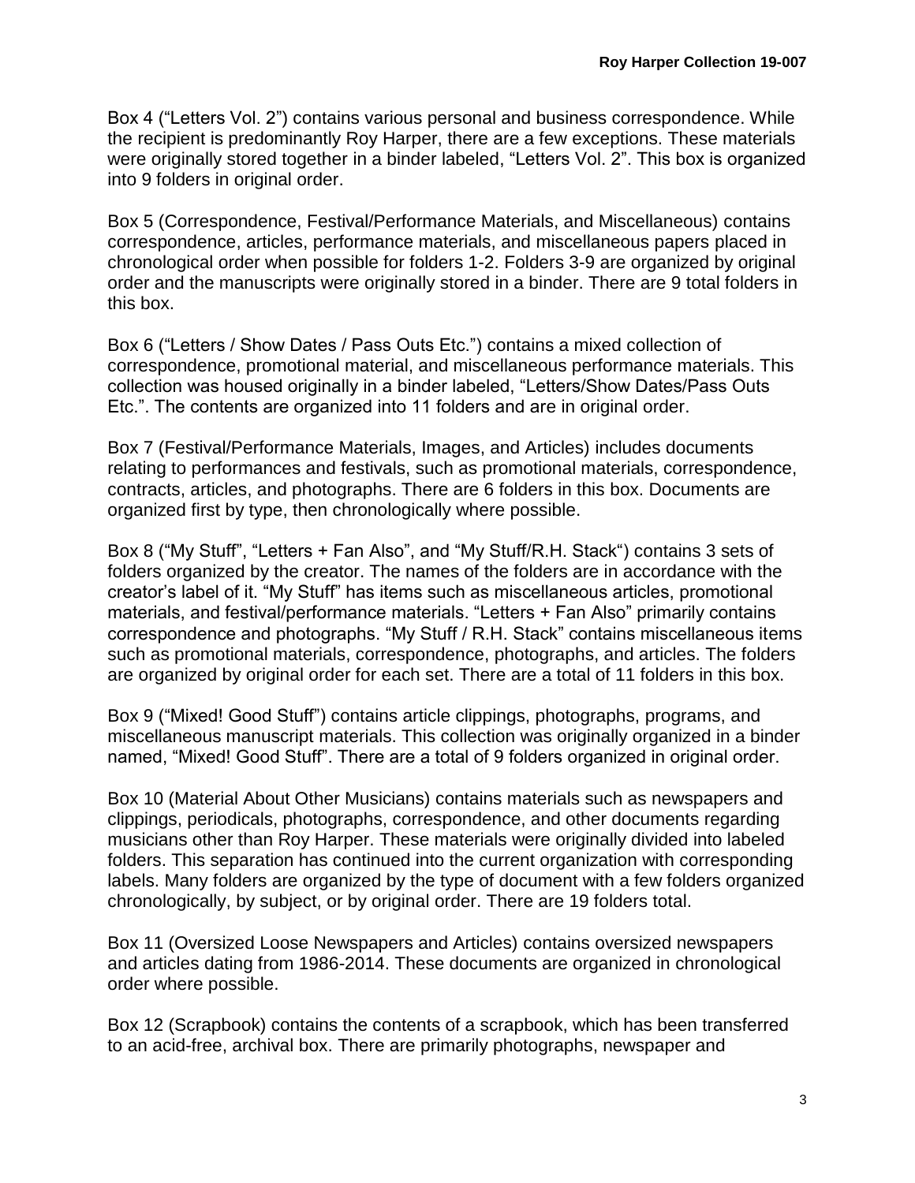Box 4 (“Letters Vol. 2”) contains various personal and business correspondence. While the recipient is predominantly Roy Harper, there are a few exceptions. These materials were originally stored together in a binder labeled, “Letters Vol. 2”. This box is organized into 9 folders in original order.

Box 5 (Correspondence, Festival/Performance Materials, and Miscellaneous) contains correspondence, articles, performance materials, and miscellaneous papers placed in chronological order when possible for folders 1-2. Folders 3-9 are organized by original order and the manuscripts were originally stored in a binder. There are 9 total folders in this box.

Box 6 (“Letters / Show Dates / Pass Outs Etc.”) contains a mixed collection of correspondence, promotional material, and miscellaneous performance materials. This collection was housed originally in a binder labeled, “Letters/Show Dates/Pass Outs Etc.”. The contents are organized into 11 folders and are in original order.

Box 7 (Festival/Performance Materials, Images, and Articles) includes documents relating to performances and festivals, such as promotional materials, correspondence, contracts, articles, and photographs. There are 6 folders in this box. Documents are organized first by type, then chronologically where possible.

Box 8 (“My Stuff”, “Letters + Fan Also”, and “My Stuff/R.H. Stack“) contains 3 sets of folders organized by the creator. The names of the folders are in accordance with the creator’s label of it. “My Stuff” has items such as miscellaneous articles, promotional materials, and festival/performance materials. “Letters + Fan Also” primarily contains correspondence and photographs. “My Stuff / R.H. Stack” contains miscellaneous items such as promotional materials, correspondence, photographs, and articles. The folders are organized by original order for each set. There are a total of 11 folders in this box.

Box 9 (“Mixed! Good Stuff”) contains article clippings, photographs, programs, and miscellaneous manuscript materials. This collection was originally organized in a binder named, “Mixed! Good Stuff”. There are a total of 9 folders organized in original order.

Box 10 (Material About Other Musicians) contains materials such as newspapers and clippings, periodicals, photographs, correspondence, and other documents regarding musicians other than Roy Harper. These materials were originally divided into labeled folders. This separation has continued into the current organization with corresponding labels. Many folders are organized by the type of document with a few folders organized chronologically, by subject, or by original order. There are 19 folders total.

Box 11 (Oversized Loose Newspapers and Articles) contains oversized newspapers and articles dating from 1986-2014. These documents are organized in chronological order where possible.

Box 12 (Scrapbook) contains the contents of a scrapbook, which has been transferred to an acid-free, archival box. There are primarily photographs, newspaper and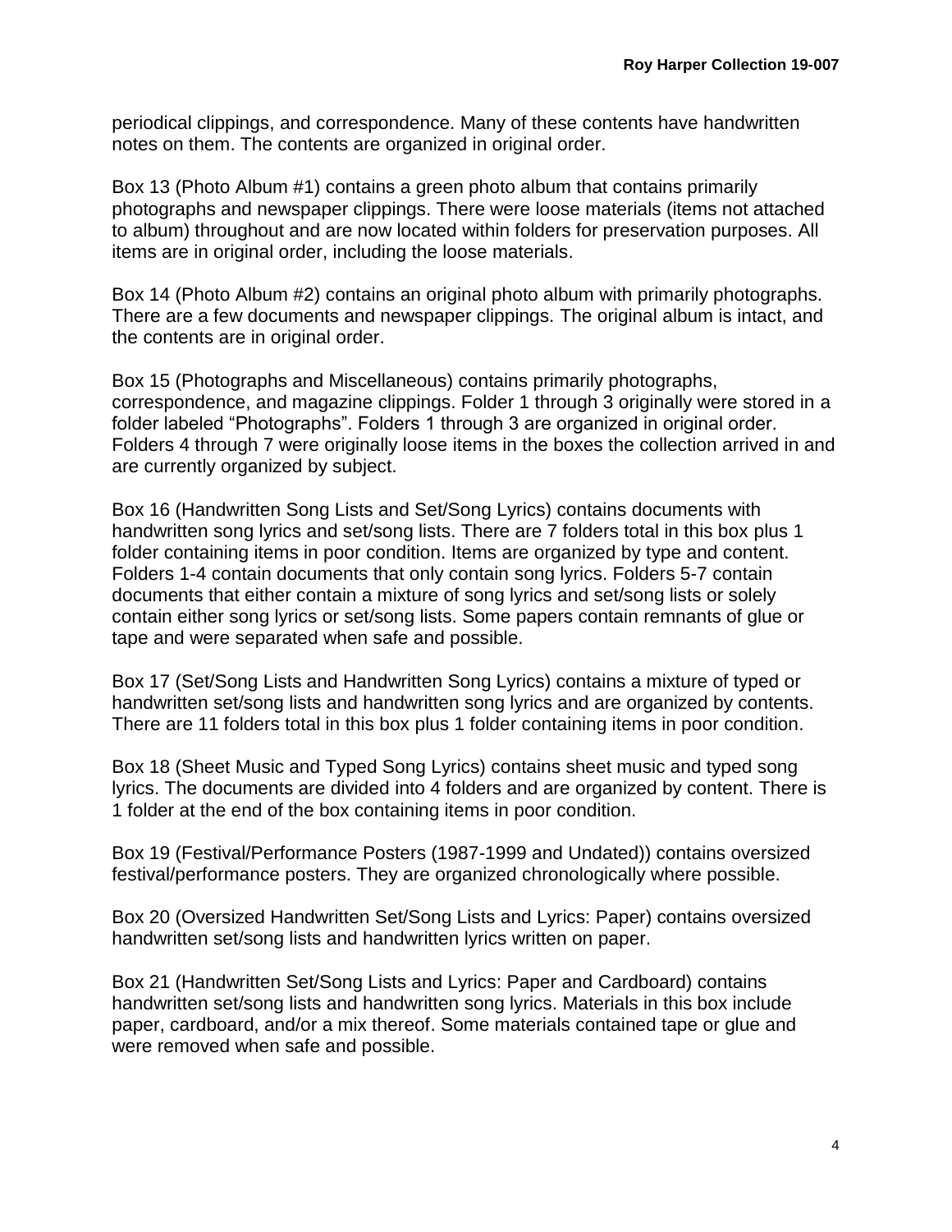periodical clippings, and correspondence. Many of these contents have handwritten notes on them. The contents are organized in original order.

Box 13 (Photo Album #1) contains a green photo album that contains primarily photographs and newspaper clippings. There were loose materials (items not attached to album) throughout and are now located within folders for preservation purposes. All items are in original order, including the loose materials.

Box 14 (Photo Album #2) contains an original photo album with primarily photographs. There are a few documents and newspaper clippings. The original album is intact, and the contents are in original order.

Box 15 (Photographs and Miscellaneous) contains primarily photographs, correspondence, and magazine clippings. Folder 1 through 3 originally were stored in a folder labeled "Photographs". Folders 1 through 3 are organized in original order. Folders 4 through 7 were originally loose items in the boxes the collection arrived in and are currently organized by subject.

Box 16 (Handwritten Song Lists and Set/Song Lyrics) contains documents with handwritten song lyrics and set/song lists. There are 7 folders total in this box plus 1 folder containing items in poor condition. Items are organized by type and content. Folders 1-4 contain documents that only contain song lyrics. Folders 5-7 contain documents that either contain a mixture of song lyrics and set/song lists or solely contain either song lyrics or set/song lists. Some papers contain remnants of glue or tape and were separated when safe and possible.

Box 17 (Set/Song Lists and Handwritten Song Lyrics) contains a mixture of typed or handwritten set/song lists and handwritten song lyrics and are organized by contents. There are 11 folders total in this box plus 1 folder containing items in poor condition.

Box 18 (Sheet Music and Typed Song Lyrics) contains sheet music and typed song lyrics. The documents are divided into 4 folders and are organized by content. There is 1 folder at the end of the box containing items in poor condition.

Box 19 (Festival/Performance Posters (1987-1999 and Undated)) contains oversized festival/performance posters. They are organized chronologically where possible.

Box 20 (Oversized Handwritten Set/Song Lists and Lyrics: Paper) contains oversized handwritten set/song lists and handwritten lyrics written on paper.

Box 21 (Handwritten Set/Song Lists and Lyrics: Paper and Cardboard) contains handwritten set/song lists and handwritten song lyrics. Materials in this box include paper, cardboard, and/or a mix thereof. Some materials contained tape or glue and were removed when safe and possible.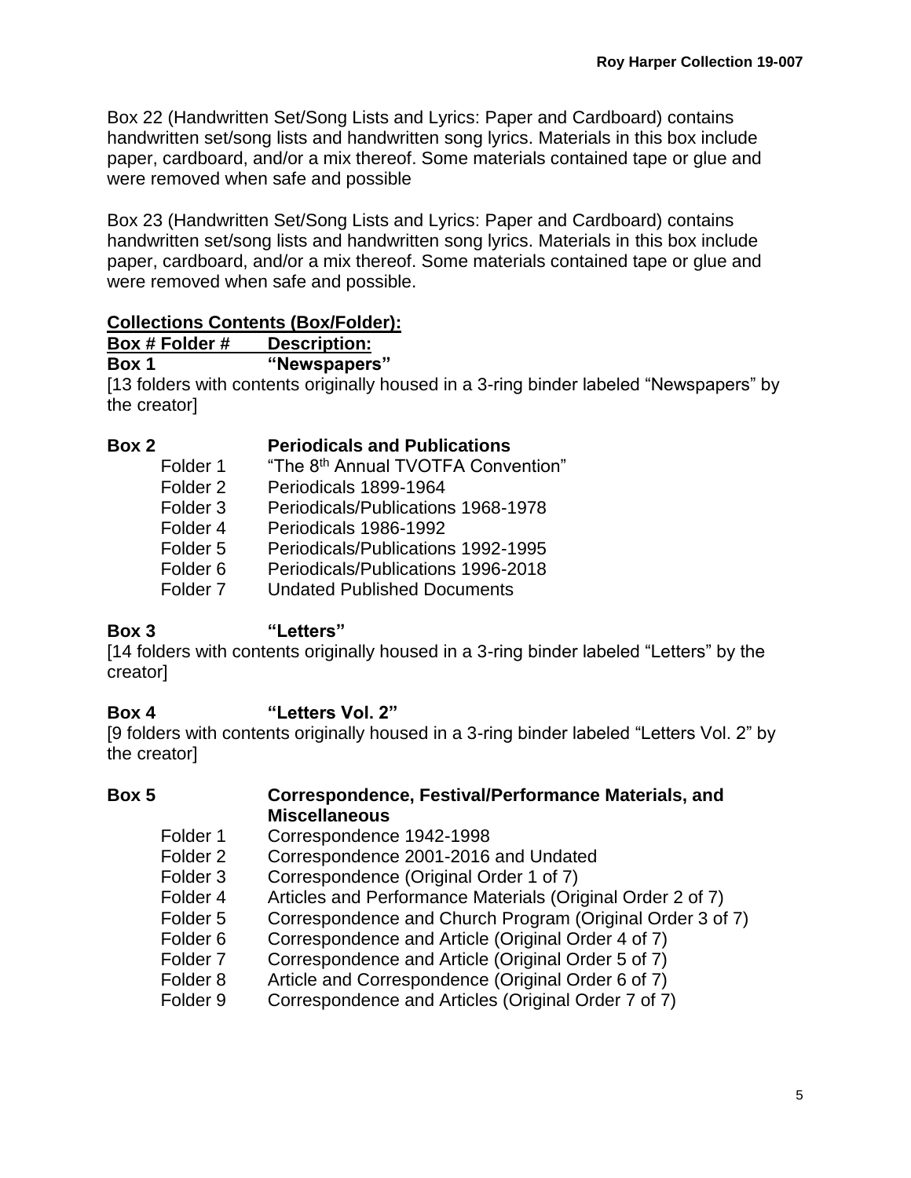Box 22 (Handwritten Set/Song Lists and Lyrics: Paper and Cardboard) contains handwritten set/song lists and handwritten song lyrics. Materials in this box include paper, cardboard, and/or a mix thereof. Some materials contained tape or glue and were removed when safe and possible

Box 23 (Handwritten Set/Song Lists and Lyrics: Paper and Cardboard) contains handwritten set/song lists and handwritten song lyrics. Materials in this box include paper, cardboard, and/or a mix thereof. Some materials contained tape or glue and were removed when safe and possible.

## Collections Contents (Box/Folder):

**Box # Folder #** **Description:**

**Box 1** **"Newspapers"**

[13 folders with contents originally housed in a 3-ring binder labeled "Newspapers" by the creator]

**Box 2** **Periodicals and Publications**

| Folder | Description |
|---|---|
| Folder 1 | "The 8th Annual TVOTFA Convention" |
| Folder 2 | Periodicals 1899-1964 |
| Folder 3 | Periodicals/Publications 1968-1978 |
| Folder 4 | Periodicals 1986-1992 |
| Folder 5 | Periodicals/Publications 1992-1995 |
| Folder 6 | Periodicals/Publications 1996-2018 |
| Folder 7 | Undated Published Documents |

**Box 3** **"Letters"**

[14 folders with contents originally housed in a 3-ring binder labeled "Letters" by the creator]

**Box 4** **"Letters Vol. 2"**

[9 folders with contents originally housed in a 3-ring binder labeled "Letters Vol. 2" by the creator]

**Box 5** **Correspondence, Festival/Performance Materials, and Miscellaneous**

| Folder | Description |
|---|---|
| Folder 1 | Correspondence 1942-1998 |
| Folder 2 | Correspondence 2001-2016 and Undated |
| Folder 3 | Correspondence (Original Order 1 of 7) |
| Folder 4 | Articles and Performance Materials (Original Order 2 of 7) |
| Folder 5 | Correspondence and Church Program (Original Order 3 of 7) |
| Folder 6 | Correspondence and Article (Original Order 4 of 7) |
| Folder 7 | Correspondence and Article (Original Order 5 of 7) |
| Folder 8 | Article and Correspondence (Original Order 6 of 7) |
| Folder 9 | Correspondence and Articles (Original Order 7 of 7) |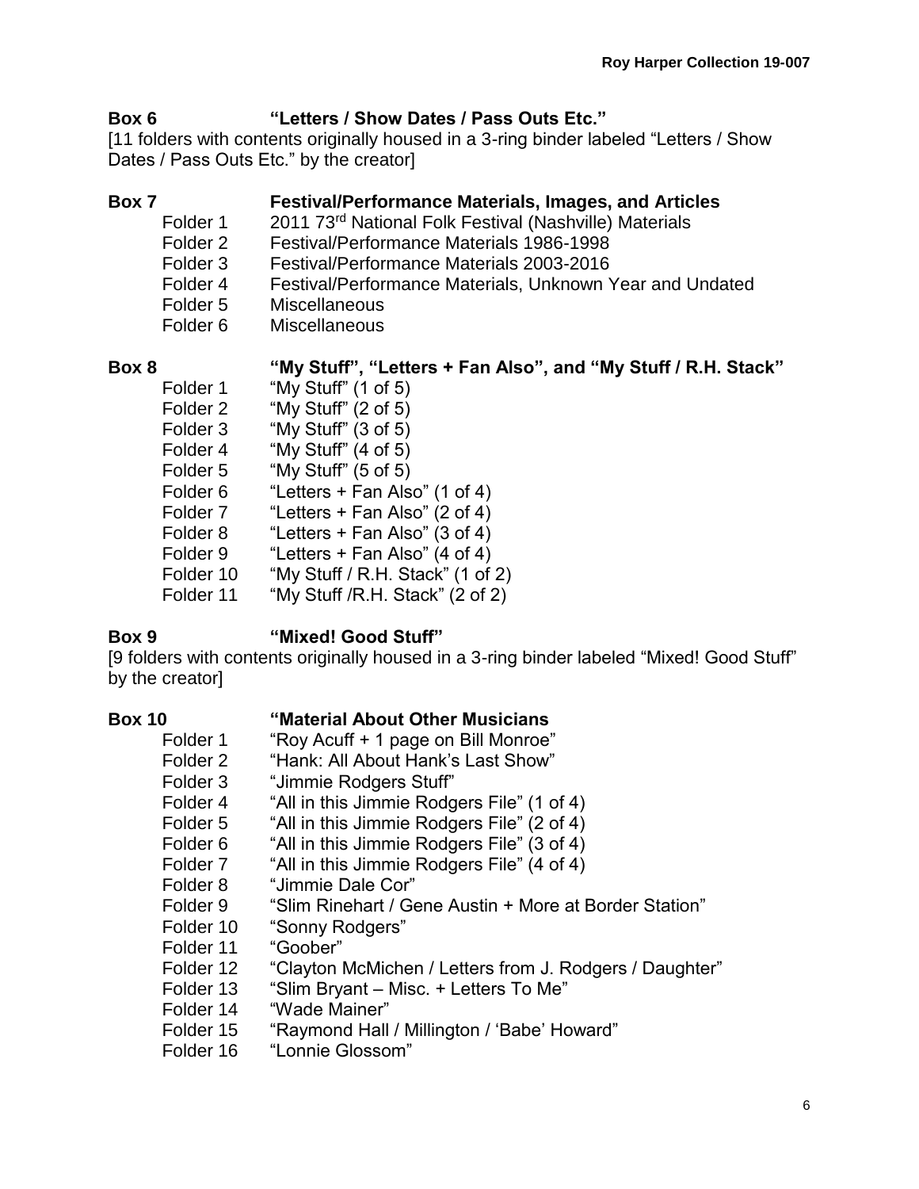**Box 6 "Letters / Show Dates / Pass Outs Etc."**

[11 folders with contents originally housed in a 3-ring binder labeled "Letters / Show Dates / Pass Outs Etc." by the creator]

**Box 7 Festival/Performance Materials, Images, and Articles**

- Folder 1 2011 73rd National Folk Festival (Nashville) Materials
- Folder 2 Festival/Performance Materials 1986-1998
- Folder 3 Festival/Performance Materials 2003-2016
- Folder 4 Festival/Performance Materials, Unknown Year and Undated
- Folder 5 Miscellaneous
- Folder 6 Miscellaneous

**Box 8 "My Stuff", "Letters + Fan Also", and "My Stuff / R.H. Stack"**

- Folder 1 "My Stuff" (1 of 5)
- Folder 2 "My Stuff" (2 of 5)
- Folder 3 "My Stuff" (3 of 5)
- Folder 4 "My Stuff" (4 of 5)
- Folder 5 "My Stuff" (5 of 5)
- Folder 6 "Letters + Fan Also" (1 of 4)
- Folder 7 "Letters + Fan Also" (2 of 4)
- Folder 8 "Letters + Fan Also" (3 of 4)
- Folder 9 "Letters + Fan Also" (4 of 4)
- Folder 10 "My Stuff / R.H. Stack" (1 of 2)
- Folder 11 "My Stuff /R.H. Stack" (2 of 2)

**Box 9 "Mixed! Good Stuff"**

[9 folders with contents originally housed in a 3-ring binder labeled "Mixed! Good Stuff" by the creator]

**Box 10 "Material About Other Musicians**

- Folder 1 "Roy Acuff + 1 page on Bill Monroe"
- Folder 2 "Hank: All About Hank's Last Show"
- Folder 3 "Jimmie Rodgers Stuff"
- Folder 4 "All in this Jimmie Rodgers File" (1 of 4)
- Folder 5 "All in this Jimmie Rodgers File" (2 of 4)
- Folder 6 "All in this Jimmie Rodgers File" (3 of 4)
- Folder 7 "All in this Jimmie Rodgers File" (4 of 4)
- Folder 8 "Jimmie Dale Cor"
- Folder 9 "Slim Rinehart / Gene Austin + More at Border Station"
- Folder 10 "Sonny Rodgers"
- Folder 11 "Goober"
- Folder 12 "Clayton McMichen / Letters from J. Rodgers / Daughter"
- Folder 13 "Slim Bryant – Misc. + Letters To Me"
- Folder 14 "Wade Mainer"
- Folder 15 "Raymond Hall / Millington / 'Babe' Howard"
- Folder 16 "Lonnie Glossom"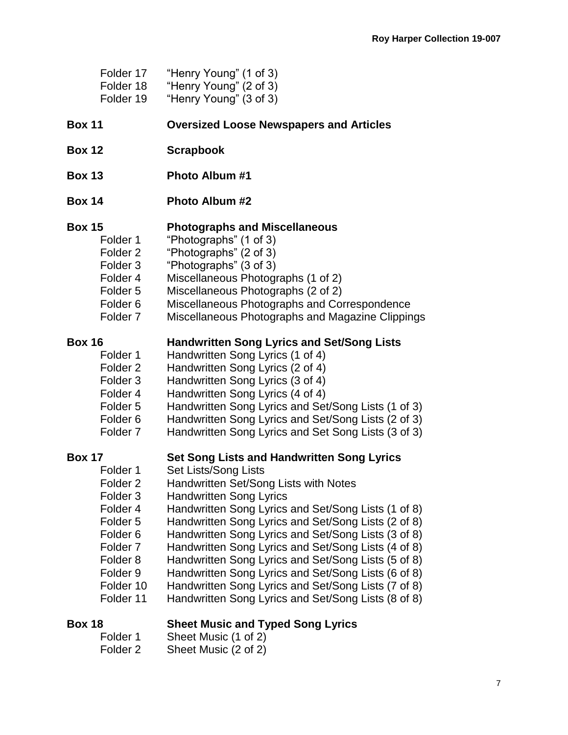Folder 17 "Henry Young" (1 of 3)
Folder 18 "Henry Young" (2 of 3)
Folder 19 "Henry Young" (3 of 3)

**Box 11 Oversized Loose Newspapers and Articles**

**Box 12 Scrapbook**

**Box 13 Photo Album #1**

**Box 14 Photo Album #2**

**Box 15 Photographs and Miscellaneous**

Folder 1 "Photographs" (1 of 3)
Folder 2 "Photographs" (2 of 3)
Folder 3 "Photographs" (3 of 3)
Folder 4 Miscellaneous Photographs (1 of 2)
Folder 5 Miscellaneous Photographs (2 of 2)
Folder 6 Miscellaneous Photographs and Correspondence
Folder 7 Miscellaneous Photographs and Magazine Clippings

**Box 16 Handwritten Song Lyrics and Set/Song Lists**

Folder 1 Handwritten Song Lyrics (1 of 4)
Folder 2 Handwritten Song Lyrics (2 of 4)
Folder 3 Handwritten Song Lyrics (3 of 4)
Folder 4 Handwritten Song Lyrics (4 of 4)
Folder 5 Handwritten Song Lyrics and Set/Song Lists (1 of 3)
Folder 6 Handwritten Song Lyrics and Set/Song Lists (2 of 3)
Folder 7 Handwritten Song Lyrics and Set Song Lists (3 of 3)

**Box 17 Set Song Lists and Handwritten Song Lyrics**

Folder 1 Set Lists/Song Lists
Folder 2 Handwritten Set/Song Lists with Notes
Folder 3 Handwritten Song Lyrics
Folder 4 Handwritten Song Lyrics and Set/Song Lists (1 of 8)
Folder 5 Handwritten Song Lyrics and Set/Song Lists (2 of 8)
Folder 6 Handwritten Song Lyrics and Set/Song Lists (3 of 8)
Folder 7 Handwritten Song Lyrics and Set/Song Lists (4 of 8)
Folder 8 Handwritten Song Lyrics and Set/Song Lists (5 of 8)
Folder 9 Handwritten Song Lyrics and Set/Song Lists (6 of 8)
Folder 10 Handwritten Song Lyrics and Set/Song Lists (7 of 8)
Folder 11 Handwritten Song Lyrics and Set/Song Lists (8 of 8)

**Box 18 Sheet Music and Typed Song Lyrics**

Folder 1 Sheet Music (1 of 2)
Folder 2 Sheet Music (2 of 2)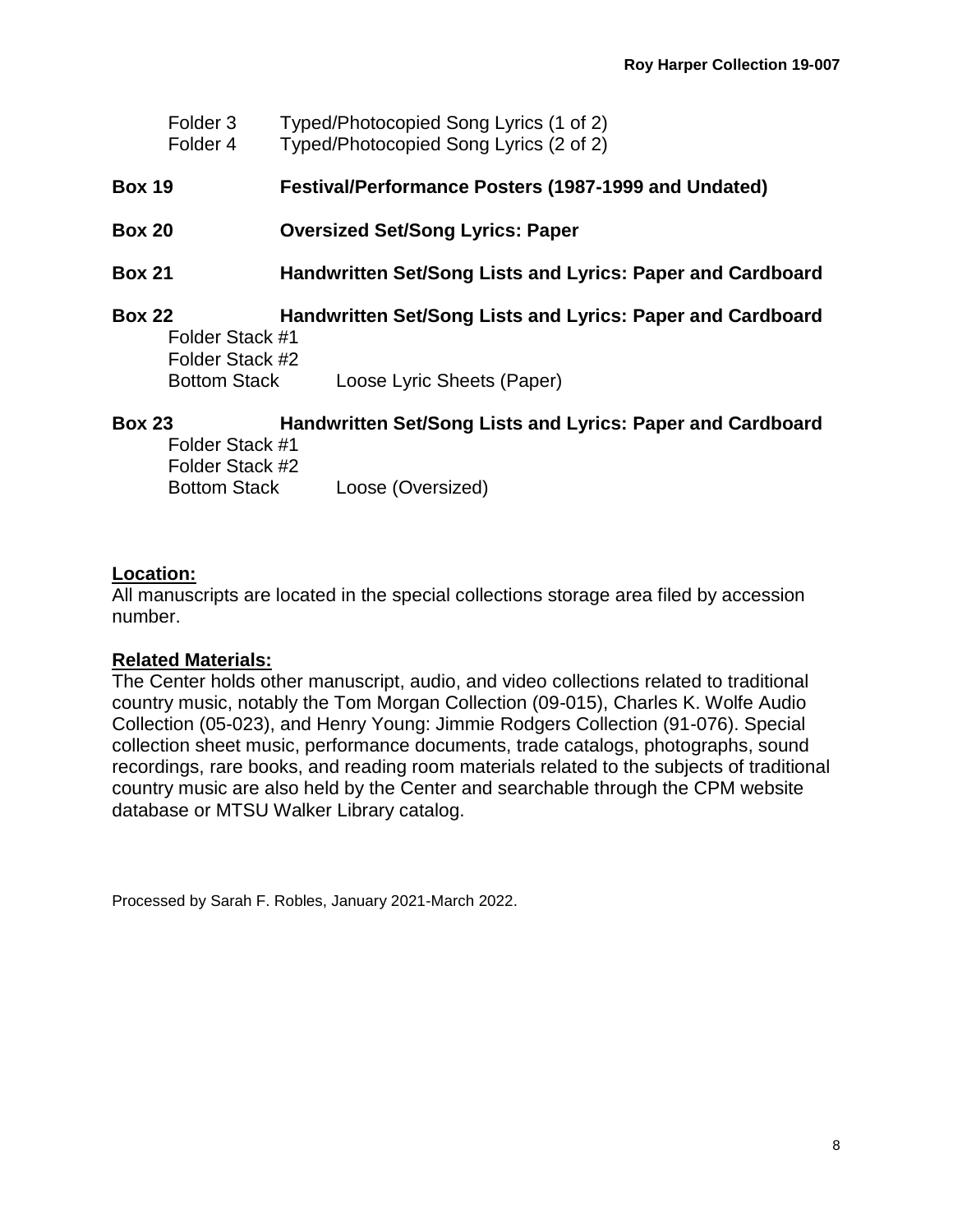Folder 3 Typed/Photocopied Song Lyrics (1 of 2)
Folder 4 Typed/Photocopied Song Lyrics (2 of 2)

**Box 19 Festival/Performance Posters (1987-1999 and Undated)**

**Box 20 Oversized Set/Song Lyrics: Paper**

**Box 21 Handwritten Set/Song Lists and Lyrics: Paper and Cardboard**

**Box 22 Handwritten Set/Song Lists and Lyrics: Paper and Cardboard**

Folder Stack #1
Folder Stack #2
Bottom Stack Loose Lyric Sheets (Paper)

**Box 23 Handwritten Set/Song Lists and Lyrics: Paper and Cardboard**

Folder Stack #1
Folder Stack #2
Bottom Stack Loose (Oversized)

**Location:**

All manuscripts are located in the special collections storage area filed by accession number.

**Related Materials:**

The Center holds other manuscript, audio, and video collections related to traditional country music, notably the Tom Morgan Collection (09-015), Charles K. Wolfe Audio Collection (05-023), and Henry Young: Jimmie Rodgers Collection (91-076). Special collection sheet music, performance documents, trade catalogs, photographs, sound recordings, rare books, and reading room materials related to the subjects of traditional country music are also held by the Center and searchable through the CPM website database or MTSU Walker Library catalog.

Processed by Sarah F. Robles, January 2021-March 2022.